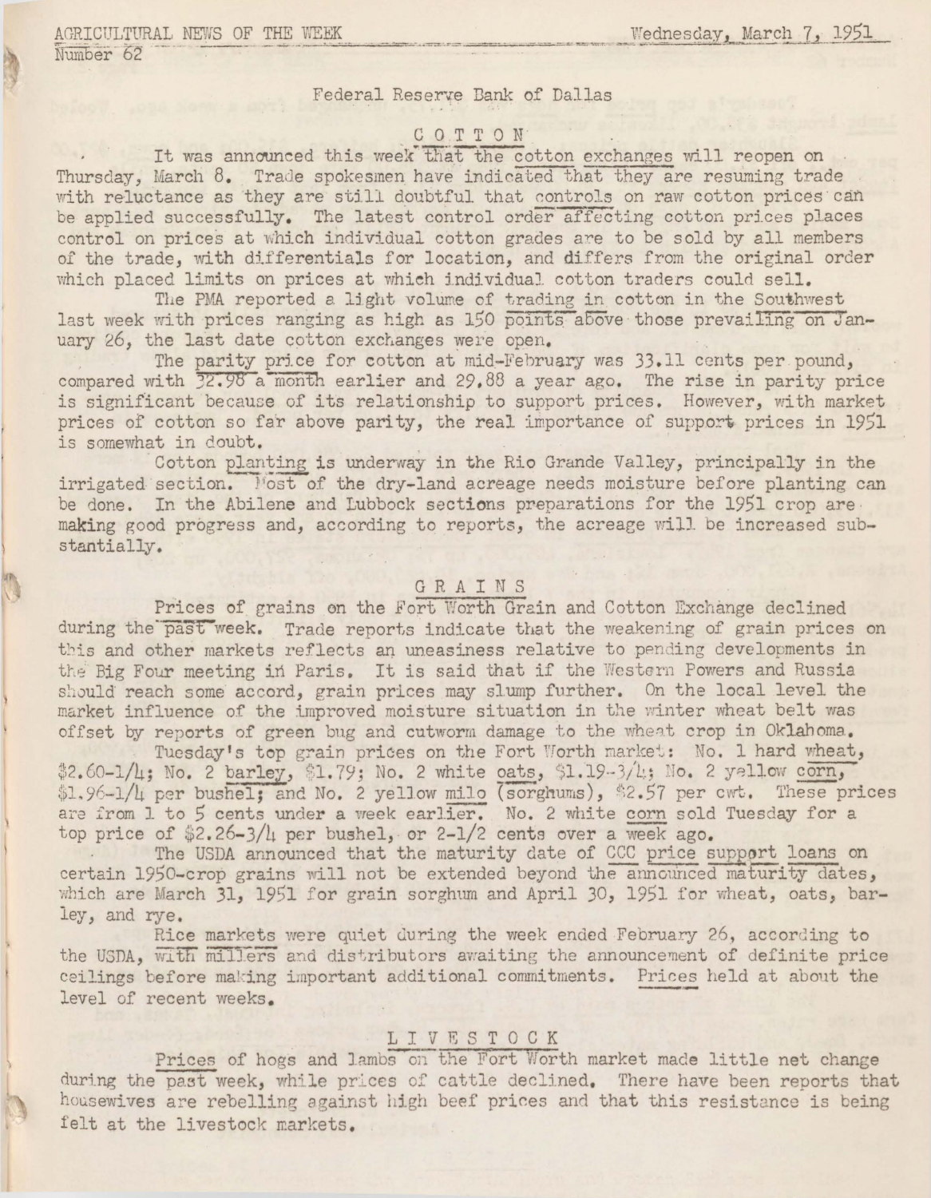AGRICULTURAL NEWS OF THE WEEK — Wednesday, March 7, 1951

Number 62

Federal Reserve Bank of Dallas

## COTTON

It was announced this week that the cotton exchanges will reopen on Thursday, March 8. Trade spokesmen have indicated that they are resuming trade with reluctance as they are still doubtful that controls on raw cotton prices can be applied successfully. The latest control order affecting cotton prices places control on prices at which individual cotton grades are to be sold by all members of the trade, with differentials for location, and differs from the original order which placed limits on prices at which individual cotton traders could sell.

The PMA reported a light volume of trading in cotton in the Southwest last week with prices ranging as high as 150 points above those prevailing on January 26, the last date cotton exchanges were open.

The parity price for cotton at mid-February was 33.11 cents per pound, compared with 32.98 a month earlier and 29.88 a year ago. The rise in parity price is significant because of its relationship to support prices. However, with market prices of cotton so far above parity, the real importance of support prices in 1951 is somewhat in doubt.

Cotton planting is underway in the Rio Grande Valley, principally in the irrigated section. Most of the dry-land acreage needs moisture before planting can be done. In the Abilene and Lubbock sections preparations for the 1951 crop are making good progress and, according to reports, the acreage will be increased substantially.

## GRAINS

Prices of grains on the Fort Worth Grain and Cotton Exchange declined during the past week. Trade reports indicate that the weakening of grain prices on this and other markets reflects an uneasiness relative to pending developments in the Big Four meeting in Paris. It is said that if the Western Powers and Russia should reach some accord, grain prices may slump further. On the local level the market influence of the improved moisture situation in the winter wheat belt was offset by reports of green bug and cutworm damage to the wheat crop in Oklahoma.

Tuesday's top grain prices on the Fort Worth market: No. 1 hard wheat, \$2.60-1/4; No. 2 barley, \$1.79; No. 2 white oats, \$1.19-3/4; No. 2 yellow corn, \$1.96-1/4 per bushel; and No. 2 yellow milo (sorghums), \$2.57 per cwt. These prices are from 1 to 5 cents under a week earlier. No. 2 white corn sold Tuesday for a top price of \$2.26-3/4 per bushel, or 2-1/2 cents over a week ago.

The USDA announced that the maturity date of CCC price support loans on certain 1950-crop grains will not be extended beyond the announced maturity dates, which are March 31, 1951 for grain sorghum and April 30, 1951 for wheat, oats, barley, and rye.

Rice markets were quiet during the week ended February 26, according to the USDA, with millers and distributors awaiting the announcement of definite price ceilings before making important additional commitments. Prices held at about the level of recent weeks.

## LIVESTOCK

Prices of hogs and lambs on the Fort Worth market made little net change during the past week, while prices of cattle declined. There have been reports that housewives are rebelling against high beef prices and that this resistance is being felt at the livestock markets.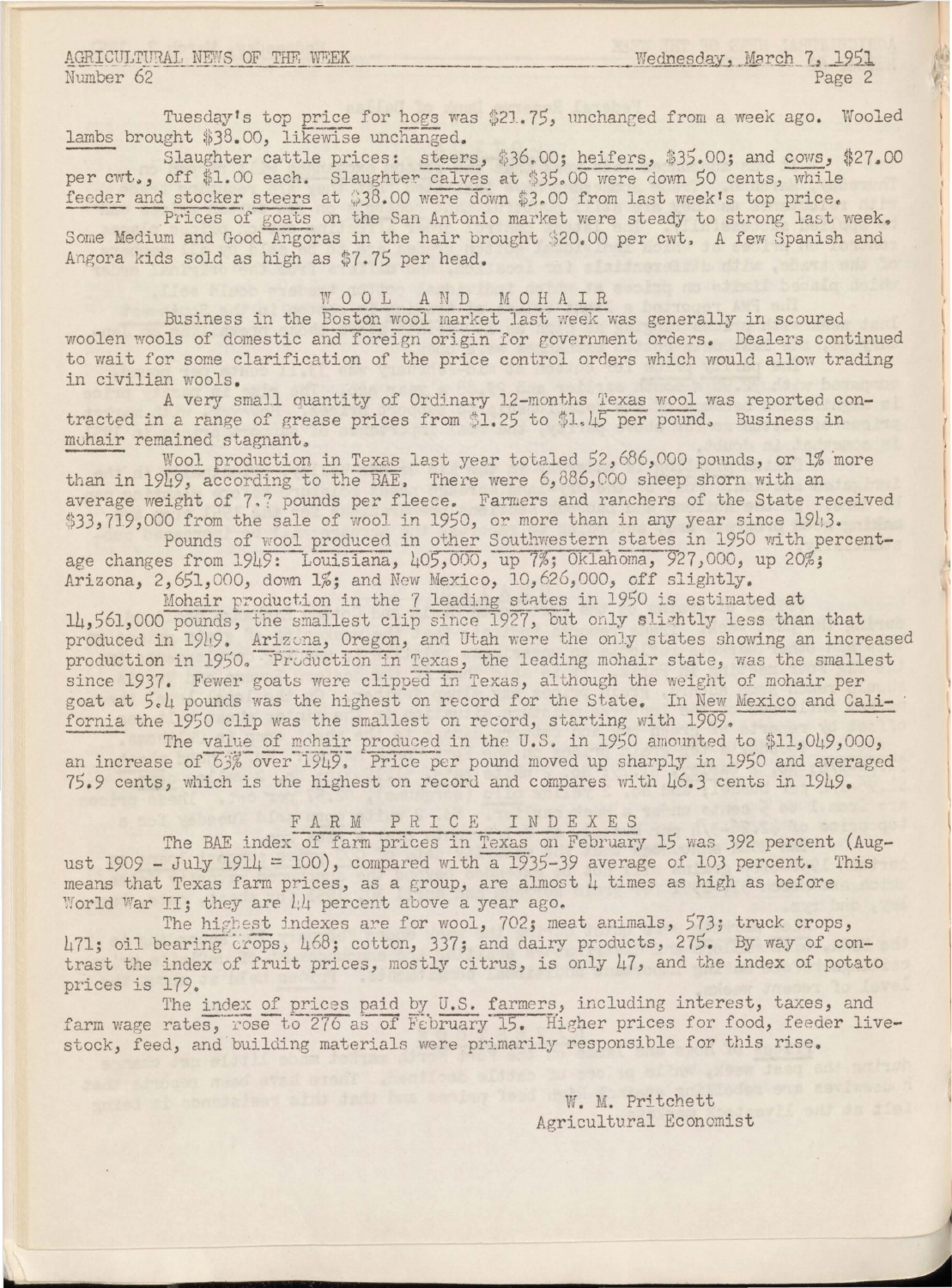Tuesday's top price for hogs was $21.75, unchanged from a week ago. Wooled lambs brought $38.00, likewise unchanged.

Slaughter cattle prices: steers, $36.00; heifers, $35.00; and cows, $27.00 per cwt., off $1.00 each. Slaughter calves at $35.00 were down 50 cents, while feeder and stocker steers at $38.00 were down $3.00 from last week's top price.

Prices of goats on the San Antonio market were steady to strong last week. Some Medium and Good Angoras in the hair brought $20.00 per cwt. A few Spanish and Angora kids sold as high as $7.75 per head.

## WOOL AND MOHAIR

Business in the Boston wool market last week was generally in scoured woolen wools of domestic and foreign origin for government orders. Dealers continued to wait for some clarification of the price control orders which would allow trading in civilian wools.

A very small quantity of Ordinary 12-months Texas wool was reported contracted in a range of grease prices from $1.25 to $1.45 per pound. Business in mohair remained stagnant.

Wool production in Texas last year totaled 52,686,000 pounds, or 1% more than in 1949, according to the BAE. There were 6,886,000 sheep shorn with an average weight of 7.7 pounds per fleece. Farmers and ranchers of the State received $33,719,000 from the sale of wool in 1950, or more than in any year since 1943.

Pounds of wool produced in other Southwestern states in 1950 with percentage changes from 1949: Louisiana, 405,000, up 7%; Oklahoma, 927,000, up 20%; Arizona, 2,651,000, down 1%; and New Mexico, 10,626,000, off slightly.

Mohair production in the 7 leading states in 1950 is estimated at 14,561,000 pounds, the smallest clip since 1927, but only slightly less than that produced in 1949. Arizona, Oregon, and Utah were the only states showing an increased production in 1950. Production in Texas, the leading mohair state, was the smallest since 1937. Fewer goats were clipped in Texas, although the weight of mohair per goat at 5.4 pounds was the highest on record for the State. In New Mexico and California the 1950 clip was the smallest on record, starting with 1909.

The value of mohair produced in the U.S. in 1950 amounted to $11,049,000, an increase of 63% over 1949. Price per pound moved up sharply in 1950 and averaged 75.9 cents, which is the highest on record and compares with 46.3 cents in 1949.

## FARM PRICE INDEXES

The BAE index of farm prices in Texas on February 15 was 392 percent (August 1909 - July 1914 = 100), compared with a 1935-39 average of 103 percent. This means that Texas farm prices, as a group, are almost 4 times as high as before World War II; they are 44 percent above a year ago.

The highest indexes are for wool, 702; meat animals, 573; truck crops, 471; oil bearing crops, 468; cotton, 337; and dairy products, 275. By way of contrast the index of fruit prices, mostly citrus, is only 47, and the index of potato prices is 179.

The index of prices paid by U.S. farmers, including interest, taxes, and farm wage rates, rose to 276 as of February 15. Higher prices for food, feeder livestock, feed, and building materials were primarily responsible for this rise.

W. M. Pritchett
Agricultural Economist